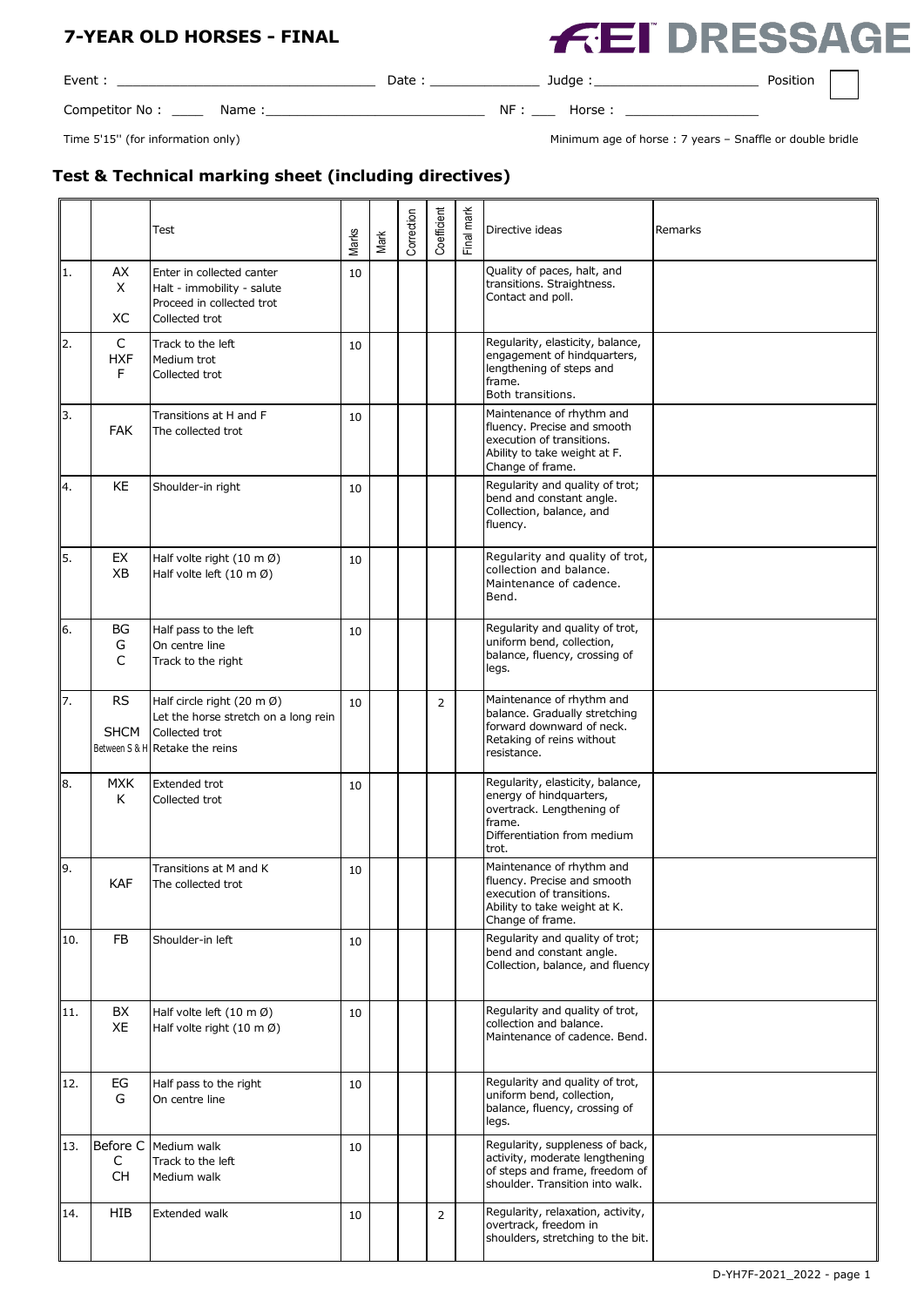# 7-YEAR OLD HORSES - FINAL

FEI DRESSAGE

Event : ______________________________ Date : ______________ Judge : ____________________ Position

Competitor No : ____ Name : ____________________________ NF : ___ Horse : _________________

Time 5'15'' (for information only)

Minimum age of horse : 7 years – Snaffle or double bridle

## Test & Technical marking sheet (including directives)

| | | Test | Marks | Mark | Correction | Coefficient | Final mark | Directive ideas | Remarks |
|---|---|---|---|---|---|---|---|---|---|
| 1. | AX<br>X<br><br>XC | Enter in collected canter<br>Halt - immobility - salute<br>Proceed in collected trot<br>Collected trot | 10 | | | | | Quality of paces, halt, and transitions. Straightness. Contact and poll. | |
| 2. | C<br>HXF<br>F | Track to the left<br>Medium trot<br>Collected trot | 10 | | | | | Regularity, elasticity, balance, engagement of hindquarters, lengthening of steps and frame.<br>Both transitions. | |
| 3. | <br>FAK | Transitions at H and F<br>The collected trot | 10 | | | | | Maintenance of rhythm and fluency. Precise and smooth execution of transitions. Ability to take weight at F. Change of frame. | |
| 4. | KE | Shoulder-in right | 10 | | | | | Regularity and quality of trot; bend and constant angle. Collection, balance, and fluency. | |
| 5. | EX<br>XB | Half volte right (10 m Ø)<br>Half volte left (10 m Ø) | 10 | | | | | Regularity and quality of trot, collection and balance. Maintenance of cadence. Bend. | |
| 6. | BG<br>G<br>C | Half pass to the left<br>On centre line<br>Track to the right | 10 | | | | | Regularity and quality of trot, uniform bend, collection, balance, fluency, crossing of legs. | |
| 7. | RS<br><br>SHCM<br>Between S & H | Half circle right (20 m Ø)<br>Let the horse stretch on a long rein<br>Collected trot<br>Retake the reins | 10 | | | 2 | | Maintenance of rhythm and balance. Gradually stretching forward downward of neck. Retaking of reins without resistance. | |
| 8. | MXK<br>K | Extended trot<br>Collected trot | 10 | | | | | Regularity, elasticity, balance, energy of hindquarters, overtrack. Lengthening of frame.<br>Differentiation from medium trot. | |
| 9. | <br>KAF | Transitions at M and K<br>The collected trot | 10 | | | | | Maintenance of rhythm and fluency. Precise and smooth execution of transitions. Ability to take weight at K. Change of frame. | |
| 10. | FB | Shoulder-in left | 10 | | | | | Regularity and quality of trot; bend and constant angle. Collection, balance, and fluency | |
| 11. | BX<br>XE | Half volte left (10 m Ø)<br>Half volte right (10 m Ø) | 10 | | | | | Regularity and quality of trot, collection and balance. Maintenance of cadence. Bend. | |
| 12. | EG<br>G | Half pass to the right<br>On centre line | 10 | | | | | Regularity and quality of trot, uniform bend, collection, balance, fluency, crossing of legs. | |
| 13. | Before C<br>C<br>CH | Medium walk<br>Track to the left<br>Medium walk | 10 | | | | | Regularity, suppleness of back, activity, moderate lengthening of steps and frame, freedom of shoulder. Transition into walk. | |
| 14. | HIB | Extended walk | 10 | | | 2 | | Regularity, relaxation, activity, overtrack, freedom in shoulders, stretching to the bit. | |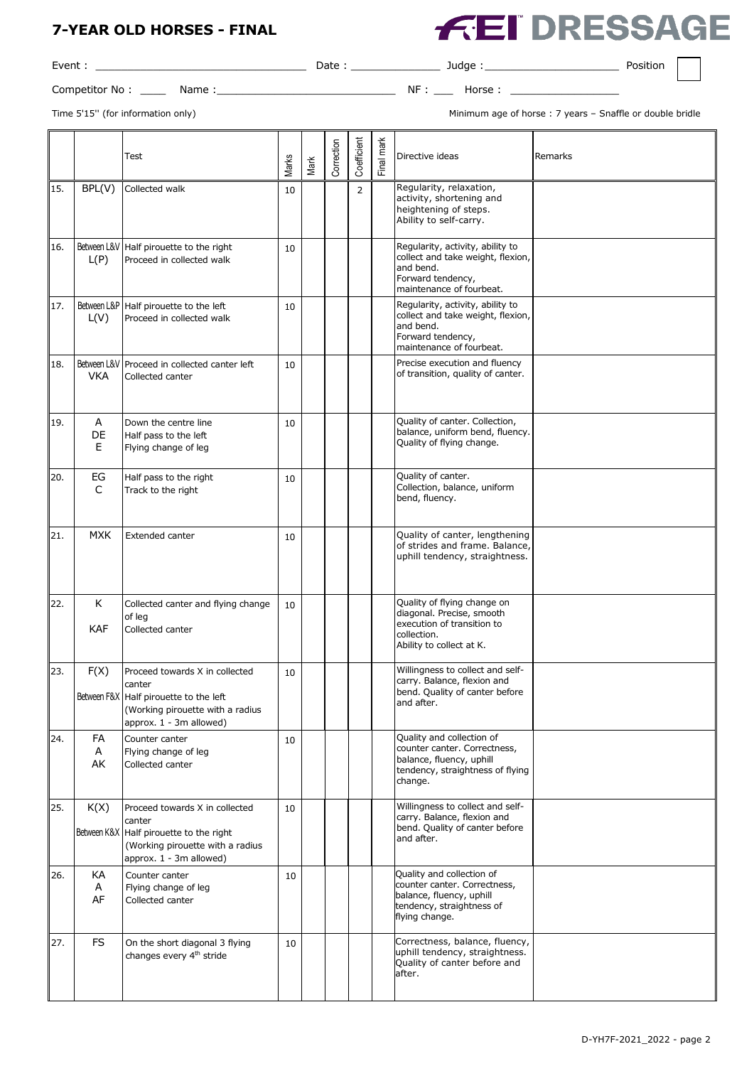# 7-YEAR OLD HORSES - FINAL

**FEI DRESSAGE**

Event : ______________________________ Date : ______________ Judge : ____________________ Position

Competitor No : ____ Name : ____________________________ NF : ___ Horse : _________________

Time 5'15'' (for information only)

Minimum age of horse : 7 years – Snaffle or double bridle

| | | Test | Marks | Mark | Correction | Coefficient | Final mark | Directive ideas | Remarks |
|---|---|---|---|---|---|---|---|---|---|
| 15. | BPL(V) | Collected walk | 10 | | | 2 | | Regularity, relaxation, activity, shortening and heightening of steps. Ability to self-carry. | |
| 16. | Between L&V<br>L(P) | Half pirouette to the right<br>Proceed in collected walk | 10 | | | | | Regularity, activity, ability to collect and take weight, flexion, and bend. Forward tendency, maintenance of fourbeat. | |
| 17. | Between L&P<br>L(V) | Half pirouette to the left<br>Proceed in collected walk | 10 | | | | | Regularity, activity, ability to collect and take weight, flexion, and bend. Forward tendency, maintenance of fourbeat. | |
| 18. | Between L&V<br>VKA | Proceed in collected canter left<br>Collected canter | 10 | | | | | Precise execution and fluency of transition, quality of canter. | |
| 19. | A<br>DE<br>E | Down the centre line<br>Half pass to the left<br>Flying change of leg | 10 | | | | | Quality of canter. Collection, balance, uniform bend, fluency. Quality of flying change. | |
| 20. | EG<br>C | Half pass to the right<br>Track to the right | 10 | | | | | Quality of canter. Collection, balance, uniform bend, fluency. | |
| 21. | MXK | Extended canter | 10 | | | | | Quality of canter, lengthening of strides and frame. Balance, uphill tendency, straightness. | |
| 22. | K<br>KAF | Collected canter and flying change of leg<br>Collected canter | 10 | | | | | Quality of flying change on diagonal. Precise, smooth execution of transition to collection. Ability to collect at K. | |
| 23. | F(X)<br>Between F&X | Proceed towards X in collected canter<br>Half pirouette to the left (Working pirouette with a radius approx. 1 - 3m allowed) | 10 | | | | | Willingness to collect and self-carry. Balance, flexion and bend. Quality of canter before and after. | |
| 24. | FA<br>A<br>AK | Counter canter<br>Flying change of leg<br>Collected canter | 10 | | | | | Quality and collection of counter canter. Correctness, balance, fluency, uphill tendency, straightness of flying change. | |
| 25. | K(X)<br>Between K&X | Proceed towards X in collected canter<br>Half pirouette to the right (Working pirouette with a radius approx. 1 - 3m allowed) | 10 | | | | | Willingness to collect and self-carry. Balance, flexion and bend. Quality of canter before and after. | |
| 26. | KA<br>A<br>AF | Counter canter<br>Flying change of leg<br>Collected canter | 10 | | | | | Quality and collection of counter canter. Correctness, balance, fluency, uphill tendency, straightness of flying change. | |
| 27. | FS | On the short diagonal 3 flying changes every 4th stride | 10 | | | | | Correctness, balance, fluency, uphill tendency, straightness. Quality of canter before and after. | |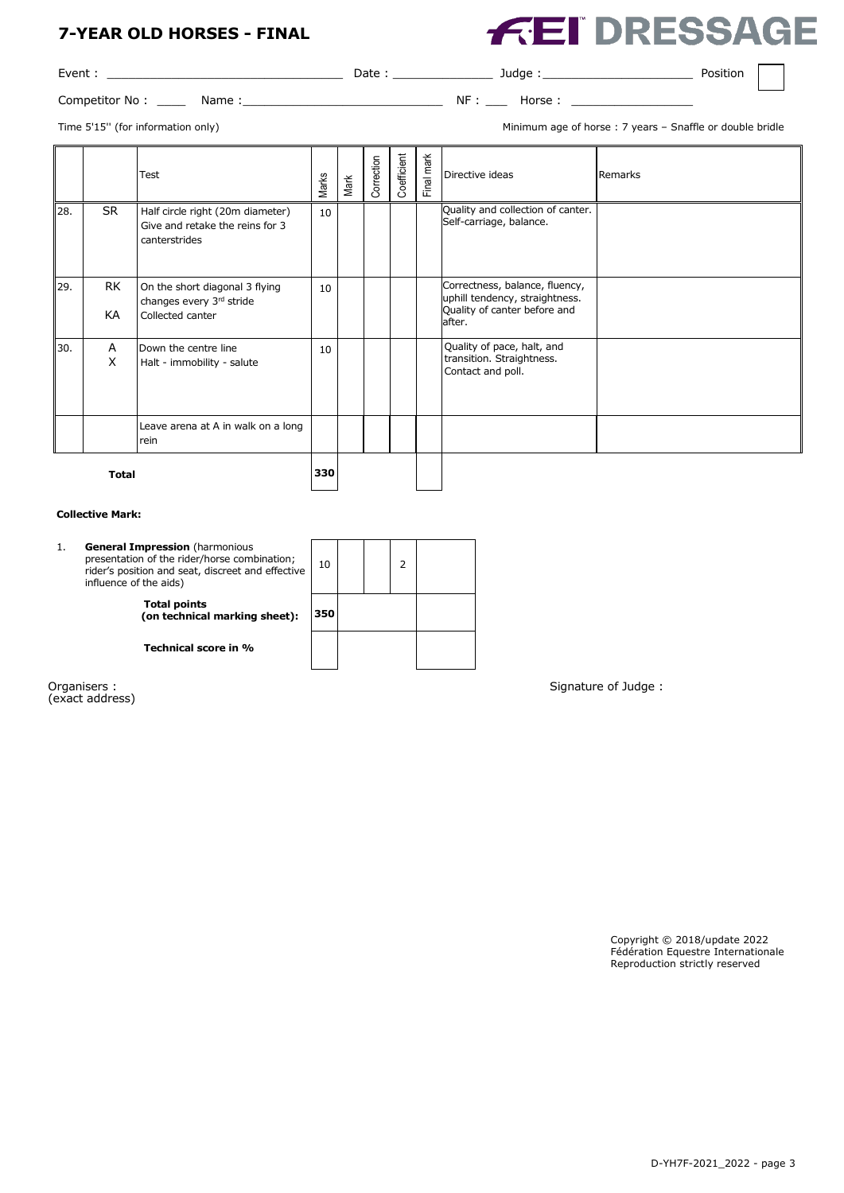## 7-YEAR OLD HORSES - FINAL

**FEI DRESSAGE**

Event : ________________________________ Date : ______________ Judge : ______________________ Position

Competitor No : ____ Name : ____________________________ NF : ___ Horse : __________________

Time 5'15'' (for information only)

Minimum age of horse : 7 years – Snaffle or double bridle

| | | Test | Marks | Mark | Correction | Coefficient | Final mark | Directive ideas | Remarks |
|---|---|---|---|---|---|---|---|---|---|
| 28. | SR | Half circle right (20m diameter)<br>Give and retake the reins for 3 canterstrides | 10 | | | | | Quality and collection of canter. Self-carriage, balance. | |
| 29. | RK<br>KA | On the short diagonal 3 flying changes every 3rd stride<br>Collected canter | 10 | | | | | Correctness, balance, fluency, uphill tendency, straightness. Quality of canter before and after. | |
| 30. | A<br>X | Down the centre line<br>Halt - immobility - salute | 10 | | | | | Quality of pace, halt, and transition. Straightness. Contact and poll. | |
| | | Leave arena at A in walk on a long rein | | | | | | | |
| | **Total** | | **330** | | | | | | |

**Collective Mark:**

| | Marks | Mark | Correction | Coefficient | Final mark |
|---|---|---|---|---|---|
| 1. **General Impression** (harmonious presentation of the rider/horse combination; rider's position and seat, discreet and effective influence of the aids) | 10 | | | 2 | |
| **Total points (on technical marking sheet):** | **350** | | | | |
| **Technical score in %** | | | | | |

Organisers :
(exact address)

Signature of Judge :

Copyright © 2018/update 2022
Fédération Equestre Internationale
Reproduction strictly reserved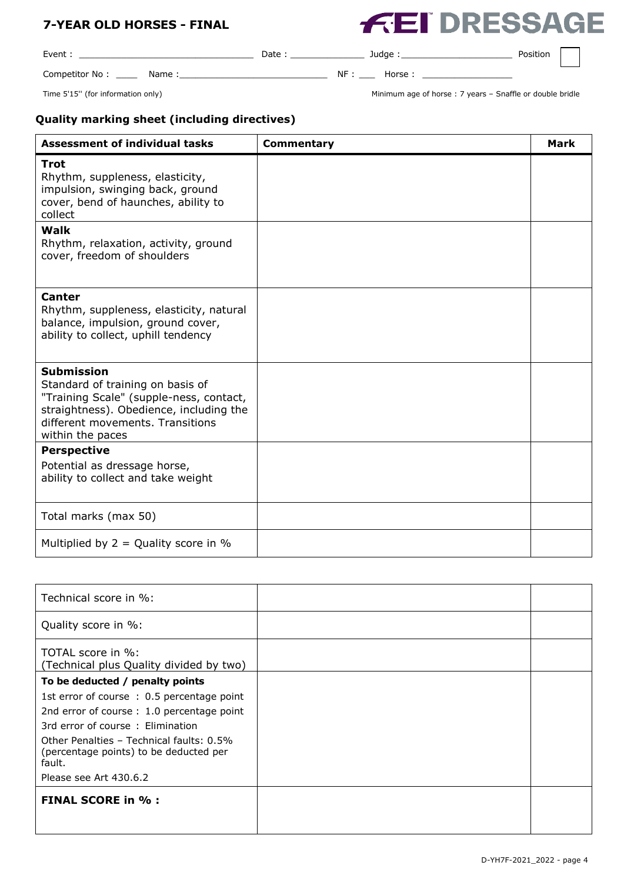## 7-YEAR OLD HORSES - FINAL

FEI DRESSAGE

Event : ______________________________ Date : ______________ Judge : ____________________ Position

Competitor No : ____ Name : ____________________________ NF : ___ Horse : _________________

Time 5'15'' (for information only)

Minimum age of horse : 7 years – Snaffle or double bridle

### Quality marking sheet (including directives)

| Assessment of individual tasks | Commentary | Mark |
|---|---|---|
| **Trot**<br>Rhythm, suppleness, elasticity, impulsion, swinging back, ground cover, bend of haunches, ability to collect | | |
| **Walk**<br>Rhythm, relaxation, activity, ground cover, freedom of shoulders | | |
| **Canter**<br>Rhythm, suppleness, elasticity, natural balance, impulsion, ground cover, ability to collect, uphill tendency | | |
| **Submission**<br>Standard of training on basis of "Training Scale" (supple-ness, contact, straightness). Obedience, including the different movements. Transitions within the paces | | |
| **Perspective**<br>Potential as dressage horse, ability to collect and take weight | | |
| Total marks (max 50) | | |
| Multiplied by 2 = Quality score in % | | |

| | | |
|---|---|---|
| Technical score in %: | | |
| Quality score in %: | | |
| TOTAL score in %:<br>(Technical plus Quality divided by two) | | |
| **To be deducted / penalty points**<br>1st error of course : 0.5 percentage point<br>2nd error of course : 1.0 percentage point<br>3rd error of course : Elimination<br>Other Penalties – Technical faults: 0.5% (percentage points) to be deducted per fault.<br>Please see Art 430.6.2 | | |
| **FINAL SCORE in % :** | | |

D-YH7F-2021_2022